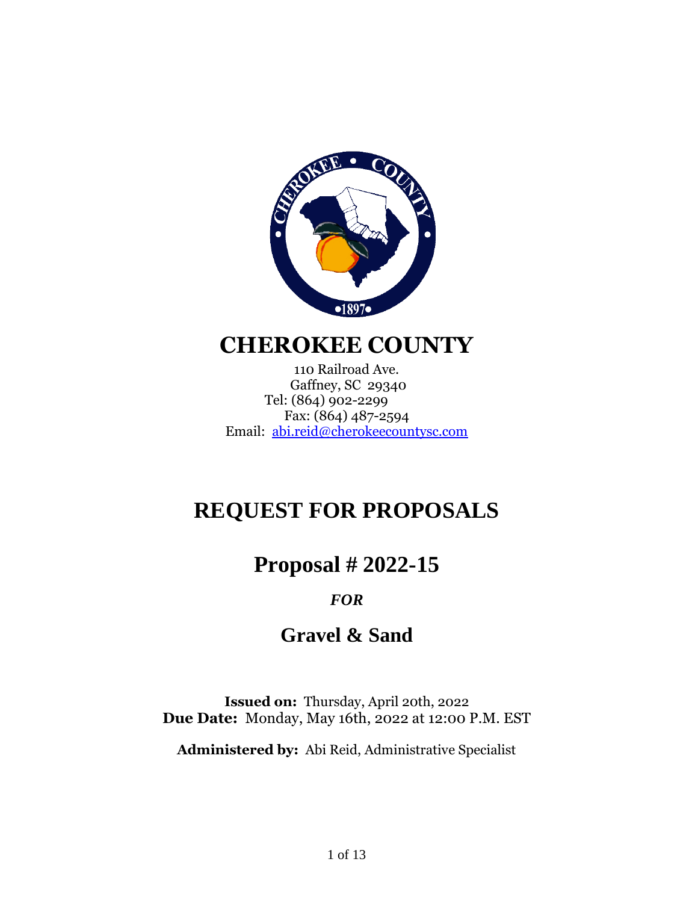# CHEROKEE COUNTY

110 Railroad Ave.
Gaffney, SC 29340
Tel: (864) 902-2299
Fax: (864) 487-2594
Email: abi.reid@cherokeecountysc.com

# REQUEST FOR PROPOSALS

## Proposal # 2022-15

***FOR***

## Gravel & Sand

**Issued on:** Thursday, April 20th, 2022
**Due Date:** Monday, May 16th, 2022 at 12:00 P.M. EST

**Administered by:** Abi Reid, Administrative Specialist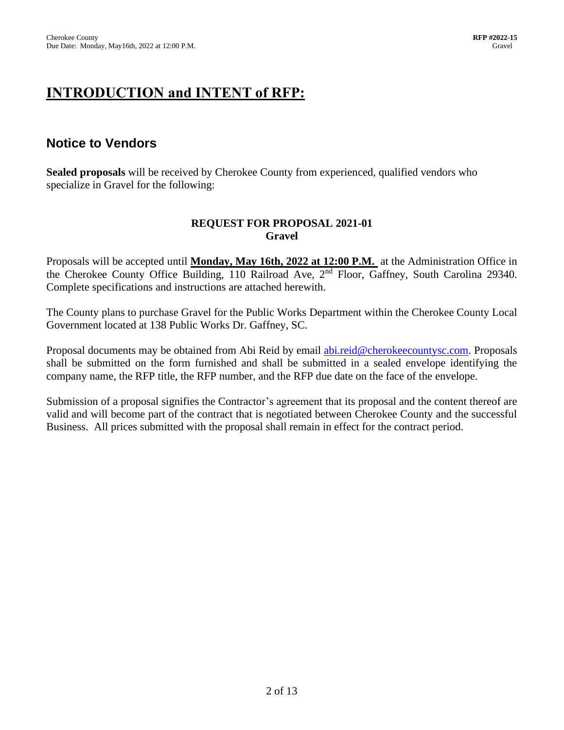# INTRODUCTION and INTENT of RFP:

## Notice to Vendors

**Sealed proposals** will be received by Cherokee County from experienced, qualified vendors who specialize in Gravel for the following:

**REQUEST FOR PROPOSAL 2021-01**
**Gravel**

Proposals will be accepted until **Monday, May 16th, 2022 at 12:00 P.M.** at the Administration Office in the Cherokee County Office Building, 110 Railroad Ave, 2nd Floor, Gaffney, South Carolina 29340. Complete specifications and instructions are attached herewith.

The County plans to purchase Gravel for the Public Works Department within the Cherokee County Local Government located at 138 Public Works Dr. Gaffney, SC.

Proposal documents may be obtained from Abi Reid by email abi.reid@cherokeecountysc.com. Proposals shall be submitted on the form furnished and shall be submitted in a sealed envelope identifying the company name, the RFP title, the RFP number, and the RFP due date on the face of the envelope.

Submission of a proposal signifies the Contractor's agreement that its proposal and the content thereof are valid and will become part of the contract that is negotiated between Cherokee County and the successful Business. All prices submitted with the proposal shall remain in effect for the contract period.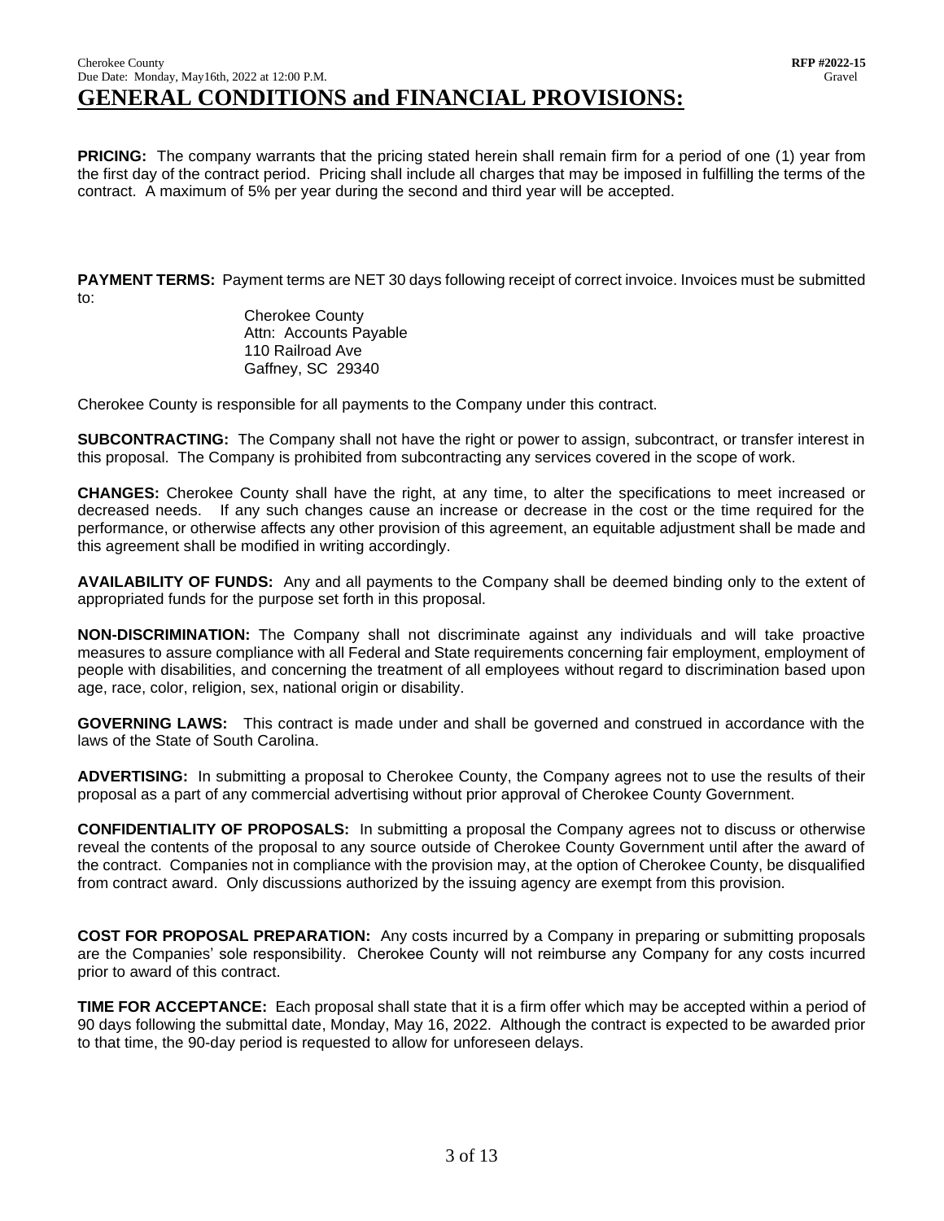# GENERAL CONDITIONS and FINANCIAL PROVISIONS:

**PRICING:** The company warrants that the pricing stated herein shall remain firm for a period of one (1) year from the first day of the contract period. Pricing shall include all charges that may be imposed in fulfilling the terms of the contract. A maximum of 5% per year during the second and third year will be accepted.

**PAYMENT TERMS:** Payment terms are NET 30 days following receipt of correct invoice. Invoices must be submitted to:

Cherokee County
Attn: Accounts Payable
110 Railroad Ave
Gaffney, SC 29340

Cherokee County is responsible for all payments to the Company under this contract.

**SUBCONTRACTING:** The Company shall not have the right or power to assign, subcontract, or transfer interest in this proposal. The Company is prohibited from subcontracting any services covered in the scope of work.

**CHANGES:** Cherokee County shall have the right, at any time, to alter the specifications to meet increased or decreased needs. If any such changes cause an increase or decrease in the cost or the time required for the performance, or otherwise affects any other provision of this agreement, an equitable adjustment shall be made and this agreement shall be modified in writing accordingly.

**AVAILABILITY OF FUNDS:** Any and all payments to the Company shall be deemed binding only to the extent of appropriated funds for the purpose set forth in this proposal.

**NON-DISCRIMINATION:** The Company shall not discriminate against any individuals and will take proactive measures to assure compliance with all Federal and State requirements concerning fair employment, employment of people with disabilities, and concerning the treatment of all employees without regard to discrimination based upon age, race, color, religion, sex, national origin or disability.

**GOVERNING LAWS:** This contract is made under and shall be governed and construed in accordance with the laws of the State of South Carolina.

**ADVERTISING:** In submitting a proposal to Cherokee County, the Company agrees not to use the results of their proposal as a part of any commercial advertising without prior approval of Cherokee County Government.

**CONFIDENTIALITY OF PROPOSALS:** In submitting a proposal the Company agrees not to discuss or otherwise reveal the contents of the proposal to any source outside of Cherokee County Government until after the award of the contract. Companies not in compliance with the provision may, at the option of Cherokee County, be disqualified from contract award. Only discussions authorized by the issuing agency are exempt from this provision.

**COST FOR PROPOSAL PREPARATION:** Any costs incurred by a Company in preparing or submitting proposals are the Companies' sole responsibility. Cherokee County will not reimburse any Company for any costs incurred prior to award of this contract.

**TIME FOR ACCEPTANCE:** Each proposal shall state that it is a firm offer which may be accepted within a period of 90 days following the submittal date, Monday, May 16, 2022. Although the contract is expected to be awarded prior to that time, the 90-day period is requested to allow for unforeseen delays.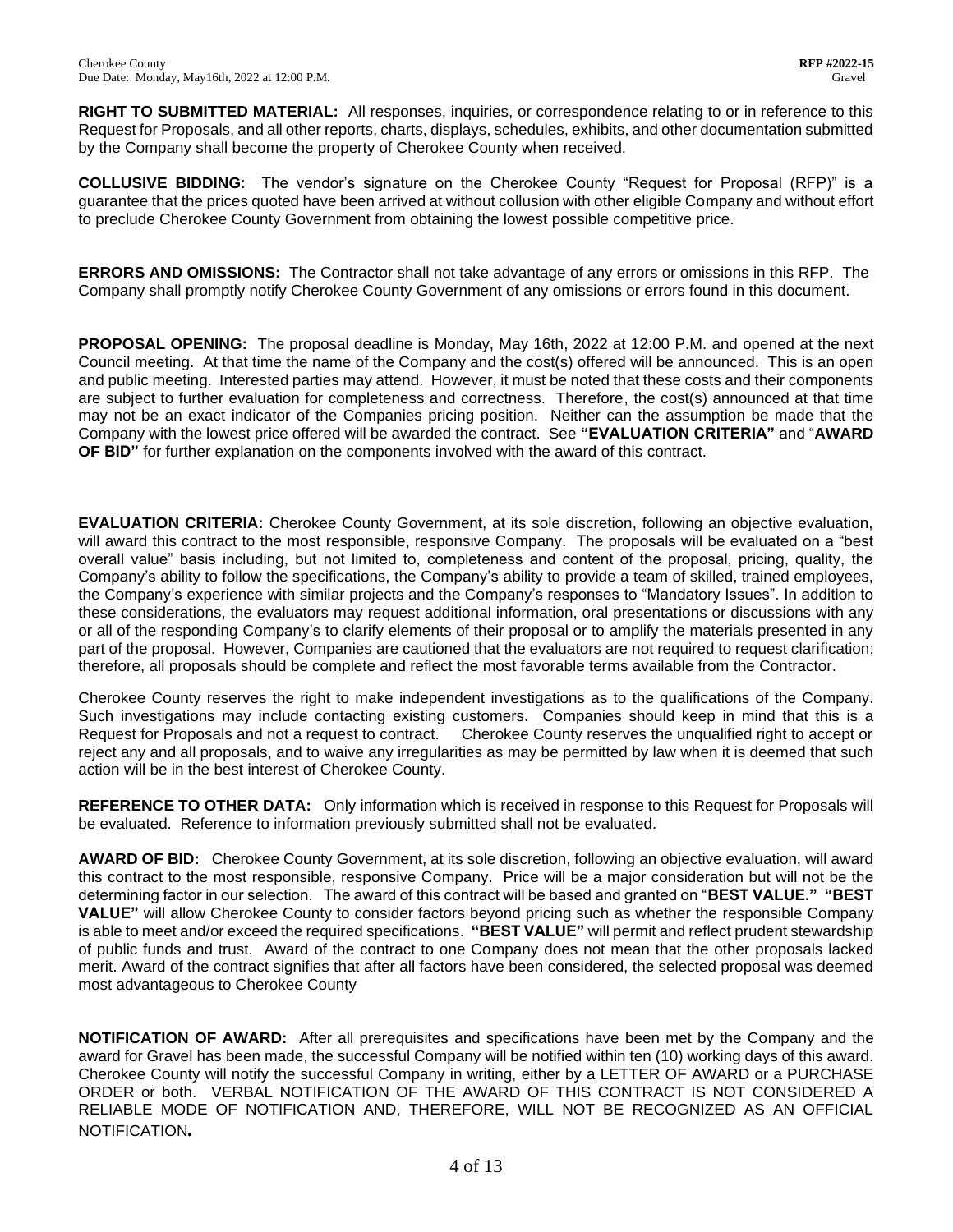**RIGHT TO SUBMITTED MATERIAL:** All responses, inquiries, or correspondence relating to or in reference to this Request for Proposals, and all other reports, charts, displays, schedules, exhibits, and other documentation submitted by the Company shall become the property of Cherokee County when received.

**COLLUSIVE BIDDING**: The vendor's signature on the Cherokee County "Request for Proposal (RFP)" is a guarantee that the prices quoted have been arrived at without collusion with other eligible Company and without effort to preclude Cherokee County Government from obtaining the lowest possible competitive price.

**ERRORS AND OMISSIONS:** The Contractor shall not take advantage of any errors or omissions in this RFP. The Company shall promptly notify Cherokee County Government of any omissions or errors found in this document.

**PROPOSAL OPENING:** The proposal deadline is Monday, May 16th, 2022 at 12:00 P.M. and opened at the next Council meeting. At that time the name of the Company and the cost(s) offered will be announced. This is an open and public meeting. Interested parties may attend. However, it must be noted that these costs and their components are subject to further evaluation for completeness and correctness. Therefore, the cost(s) announced at that time may not be an exact indicator of the Companies pricing position. Neither can the assumption be made that the Company with the lowest price offered will be awarded the contract. See **"EVALUATION CRITERIA"** and "**AWARD OF BID"** for further explanation on the components involved with the award of this contract.

**EVALUATION CRITERIA:** Cherokee County Government, at its sole discretion, following an objective evaluation, will award this contract to the most responsible, responsive Company. The proposals will be evaluated on a "best overall value" basis including, but not limited to, completeness and content of the proposal, pricing, quality, the Company's ability to follow the specifications, the Company's ability to provide a team of skilled, trained employees, the Company's experience with similar projects and the Company's responses to "Mandatory Issues". In addition to these considerations, the evaluators may request additional information, oral presentations or discussions with any or all of the responding Company's to clarify elements of their proposal or to amplify the materials presented in any part of the proposal. However, Companies are cautioned that the evaluators are not required to request clarification; therefore, all proposals should be complete and reflect the most favorable terms available from the Contractor.

Cherokee County reserves the right to make independent investigations as to the qualifications of the Company. Such investigations may include contacting existing customers. Companies should keep in mind that this is a Request for Proposals and not a request to contract. Cherokee County reserves the unqualified right to accept or reject any and all proposals, and to waive any irregularities as may be permitted by law when it is deemed that such action will be in the best interest of Cherokee County.

**REFERENCE TO OTHER DATA:** Only information which is received in response to this Request for Proposals will be evaluated. Reference to information previously submitted shall not be evaluated.

**AWARD OF BID:** Cherokee County Government, at its sole discretion, following an objective evaluation, will award this contract to the most responsible, responsive Company. Price will be a major consideration but will not be the determining factor in our selection. The award of this contract will be based and granted on "**BEST VALUE." "BEST VALUE"** will allow Cherokee County to consider factors beyond pricing such as whether the responsible Company is able to meet and/or exceed the required specifications. **"BEST VALUE"** will permit and reflect prudent stewardship of public funds and trust. Award of the contract to one Company does not mean that the other proposals lacked merit. Award of the contract signifies that after all factors have been considered, the selected proposal was deemed most advantageous to Cherokee County

**NOTIFICATION OF AWARD:** After all prerequisites and specifications have been met by the Company and the award for Gravel has been made, the successful Company will be notified within ten (10) working days of this award. Cherokee County will notify the successful Company in writing, either by a LETTER OF AWARD or a PURCHASE ORDER or both. VERBAL NOTIFICATION OF THE AWARD OF THIS CONTRACT IS NOT CONSIDERED A RELIABLE MODE OF NOTIFICATION AND, THEREFORE, WILL NOT BE RECOGNIZED AS AN OFFICIAL NOTIFICATION**.**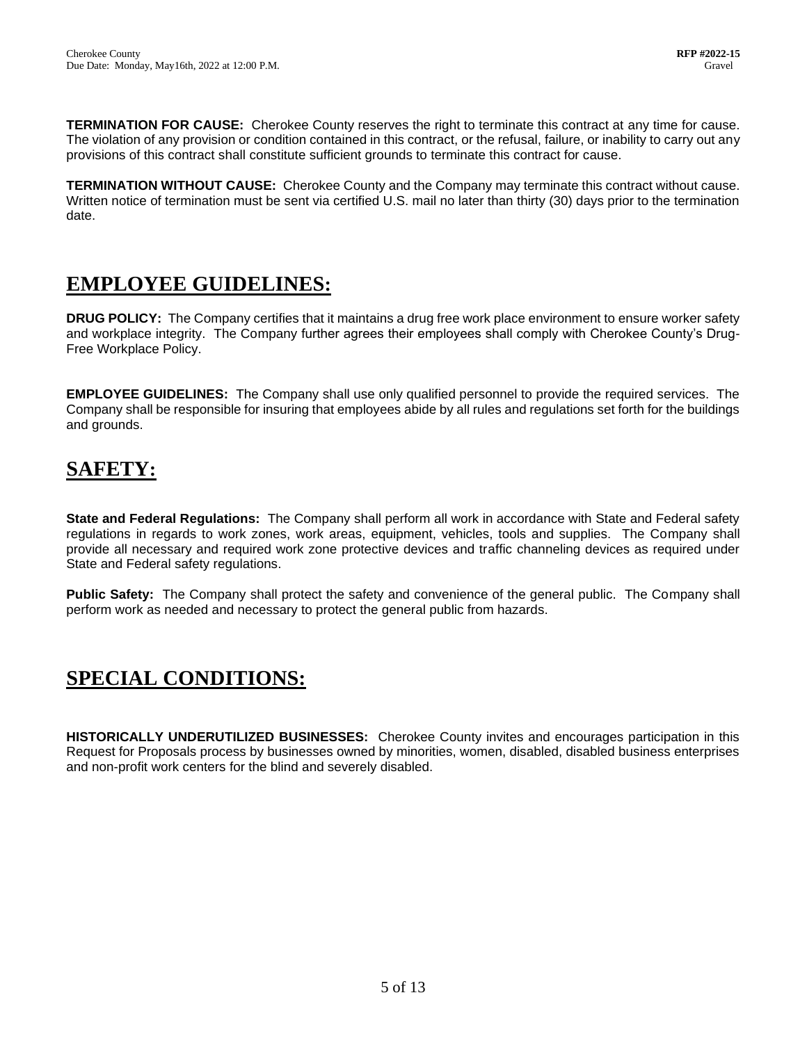**TERMINATION FOR CAUSE:** Cherokee County reserves the right to terminate this contract at any time for cause. The violation of any provision or condition contained in this contract, or the refusal, failure, or inability to carry out any provisions of this contract shall constitute sufficient grounds to terminate this contract for cause.

**TERMINATION WITHOUT CAUSE:** Cherokee County and the Company may terminate this contract without cause. Written notice of termination must be sent via certified U.S. mail no later than thirty (30) days prior to the termination date.

# EMPLOYEE GUIDELINES:

**DRUG POLICY:** The Company certifies that it maintains a drug free work place environment to ensure worker safety and workplace integrity. The Company further agrees their employees shall comply with Cherokee County's Drug-Free Workplace Policy.

**EMPLOYEE GUIDELINES:** The Company shall use only qualified personnel to provide the required services. The Company shall be responsible for insuring that employees abide by all rules and regulations set forth for the buildings and grounds.

# SAFETY:

**State and Federal Regulations:** The Company shall perform all work in accordance with State and Federal safety regulations in regards to work zones, work areas, equipment, vehicles, tools and supplies. The Company shall provide all necessary and required work zone protective devices and traffic channeling devices as required under State and Federal safety regulations.

**Public Safety:** The Company shall protect the safety and convenience of the general public. The Company shall perform work as needed and necessary to protect the general public from hazards.

# SPECIAL CONDITIONS:

**HISTORICALLY UNDERUTILIZED BUSINESSES:** Cherokee County invites and encourages participation in this Request for Proposals process by businesses owned by minorities, women, disabled, disabled business enterprises and non-profit work centers for the blind and severely disabled.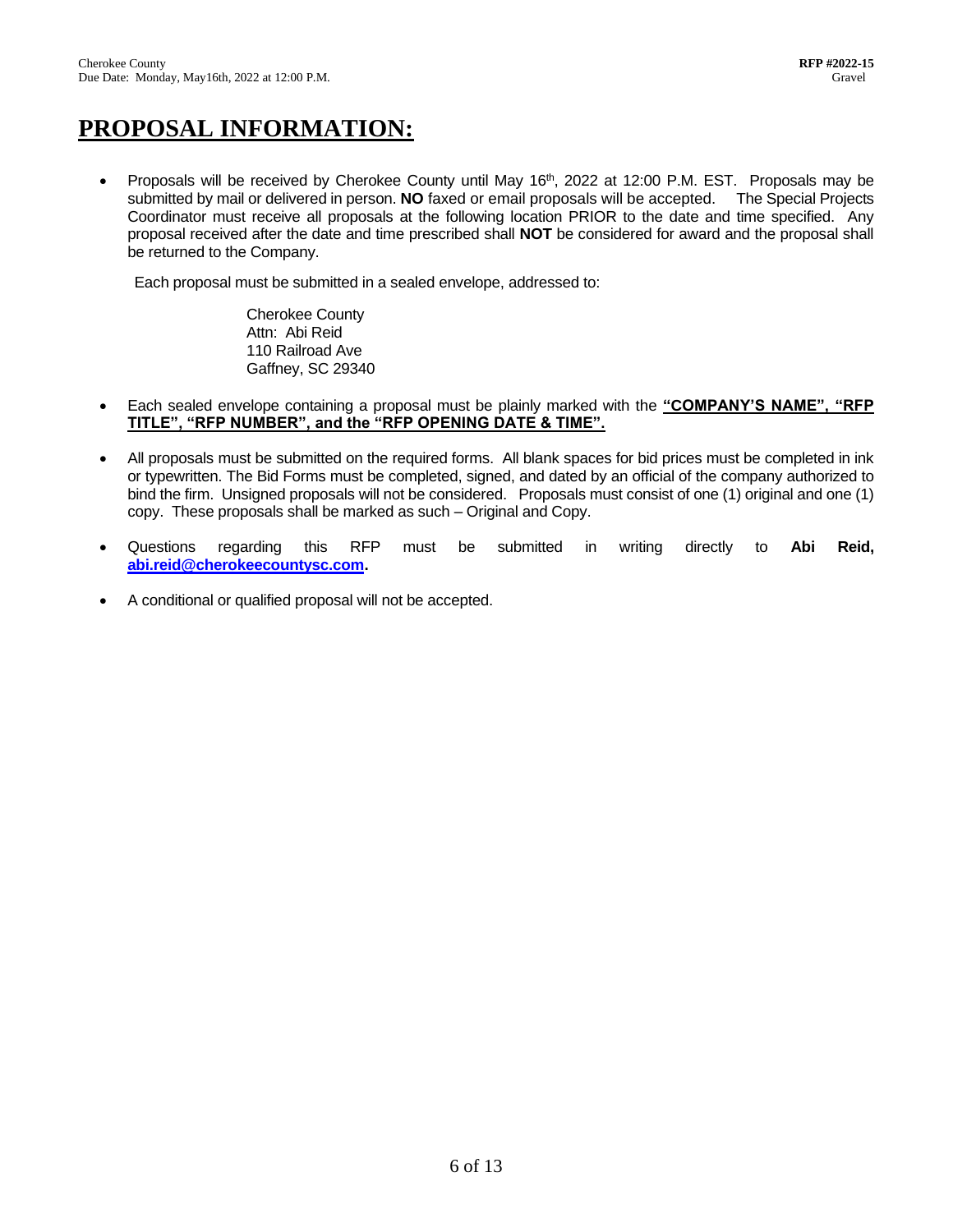# PROPOSAL INFORMATION:

- Proposals will be received by Cherokee County until May 16th, 2022 at 12:00 P.M. EST. Proposals may be submitted by mail or delivered in person. **NO** faxed or email proposals will be accepted. The Special Projects Coordinator must receive all proposals at the following location PRIOR to the date and time specified. Any proposal received after the date and time prescribed shall **NOT** be considered for award and the proposal shall be returned to the Company.

  Each proposal must be submitted in a sealed envelope, addressed to:

  Cherokee County
  Attn: Abi Reid
  110 Railroad Ave
  Gaffney, SC 29340

- Each sealed envelope containing a proposal must be plainly marked with the **"COMPANY'S NAME", "RFP TITLE", "RFP NUMBER", and the "RFP OPENING DATE & TIME".**

- All proposals must be submitted on the required forms. All blank spaces for bid prices must be completed in ink or typewritten. The Bid Forms must be completed, signed, and dated by an official of the company authorized to bind the firm. Unsigned proposals will not be considered. Proposals must consist of one (1) original and one (1) copy. These proposals shall be marked as such – Original and Copy.

- Questions regarding this RFP must be submitted in writing directly to **Abi Reid, abi.reid@cherokeecountysc.com.**

- A conditional or qualified proposal will not be accepted.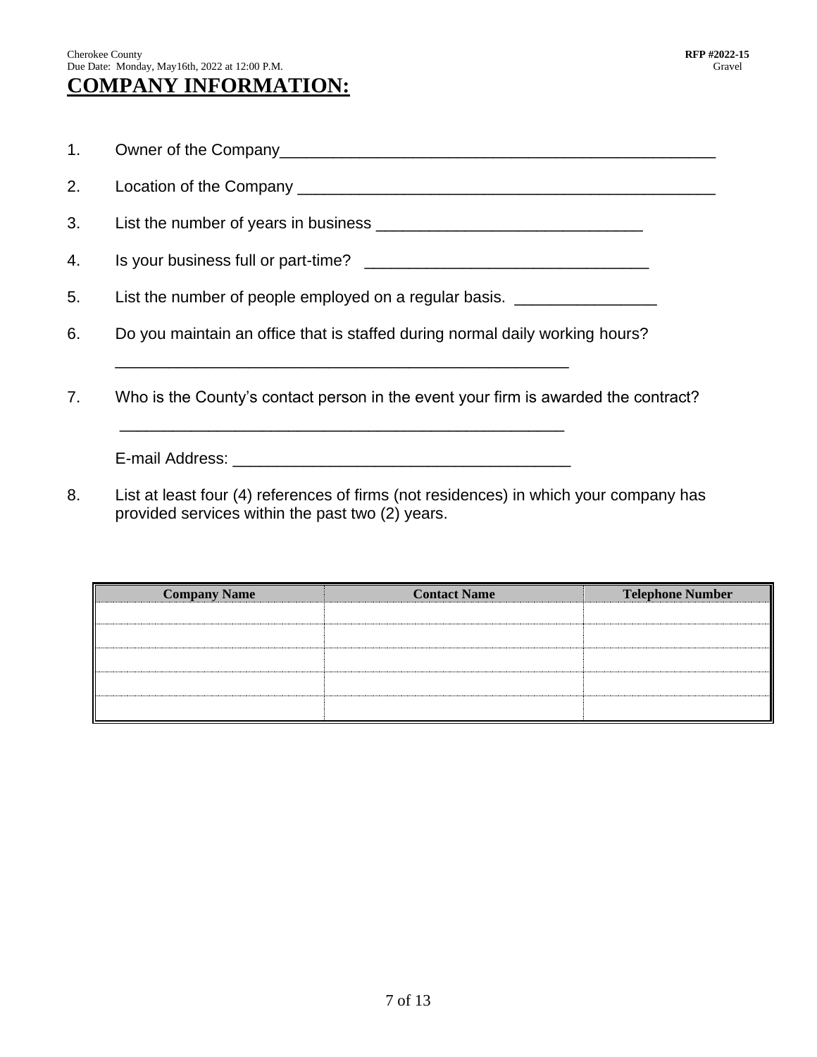# COMPANY INFORMATION:

1. Owner of the Company___________________________________________________

2. Location of the Company _________________________________________________

3. List the number of years in business ______________________________

4. Is your business full or part-time? ________________________________

5. List the number of people employed on a regular basis. ________________

6. Do you maintain an office that is staffed during normal daily working hours?

   _____________________________________________________

7. Who is the County's contact person in the event your firm is awarded the contract?

   _____________________________________________________

   E-mail Address: ______________________________________

8. List at least four (4) references of firms (not residences) in which your company has provided services within the past two (2) years.

| Company Name | Contact Name | Telephone Number |
|---|---|---|
| | | |
| | | |
| | | |
| | | |
| | | |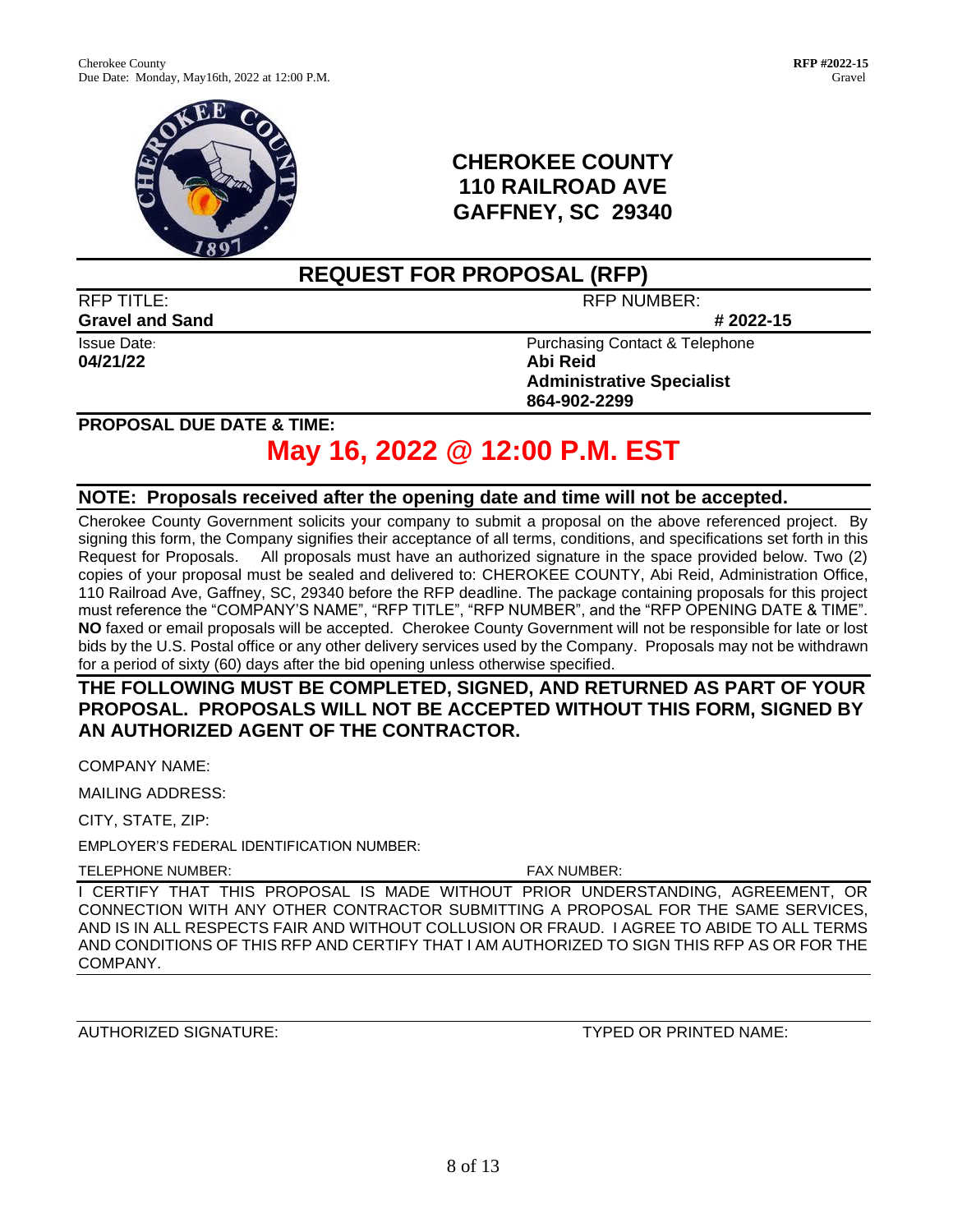# CHEROKEE COUNTY
# 110 RAILROAD AVE
# GAFFNEY, SC 29340

## REQUEST FOR PROPOSAL (RFP)

| RFP TITLE: | RFP NUMBER: |
|---|---|
| **Gravel and Sand** | **# 2022-15** |
| Issue Date: | Purchasing Contact & Telephone |
| **04/21/22** | **Abi Reid** |
| | **Administrative Specialist** |
| | **864-902-2299** |

**PROPOSAL DUE DATE & TIME:**

## May 16, 2022 @ 12:00 P.M. EST

**NOTE: Proposals received after the opening date and time will not be accepted.**

Cherokee County Government solicits your company to submit a proposal on the above referenced project. By signing this form, the Company signifies their acceptance of all terms, conditions, and specifications set forth in this Request for Proposals. All proposals must have an authorized signature in the space provided below. Two (2) copies of your proposal must be sealed and delivered to: CHEROKEE COUNTY, Abi Reid, Administration Office, 110 Railroad Ave, Gaffney, SC, 29340 before the RFP deadline. The package containing proposals for this project must reference the "COMPANY'S NAME", "RFP TITLE", "RFP NUMBER", and the "RFP OPENING DATE & TIME". **NO** faxed or email proposals will be accepted. Cherokee County Government will not be responsible for late or lost bids by the U.S. Postal office or any other delivery services used by the Company. Proposals may not be withdrawn for a period of sixty (60) days after the bid opening unless otherwise specified.

**THE FOLLOWING MUST BE COMPLETED, SIGNED, AND RETURNED AS PART OF YOUR PROPOSAL. PROPOSALS WILL NOT BE ACCEPTED WITHOUT THIS FORM, SIGNED BY AN AUTHORIZED AGENT OF THE CONTRACTOR.**

COMPANY NAME:

MAILING ADDRESS:

CITY, STATE, ZIP:

EMPLOYER'S FEDERAL IDENTIFICATION NUMBER:

TELEPHONE NUMBER: FAX NUMBER:

I CERTIFY THAT THIS PROPOSAL IS MADE WITHOUT PRIOR UNDERSTANDING, AGREEMENT, OR CONNECTION WITH ANY OTHER CONTRACTOR SUBMITTING A PROPOSAL FOR THE SAME SERVICES, AND IS IN ALL RESPECTS FAIR AND WITHOUT COLLUSION OR FRAUD. I AGREE TO ABIDE TO ALL TERMS AND CONDITIONS OF THIS RFP AND CERTIFY THAT I AM AUTHORIZED TO SIGN THIS RFP AS OR FOR THE COMPANY.

AUTHORIZED SIGNATURE: TYPED OR PRINTED NAME: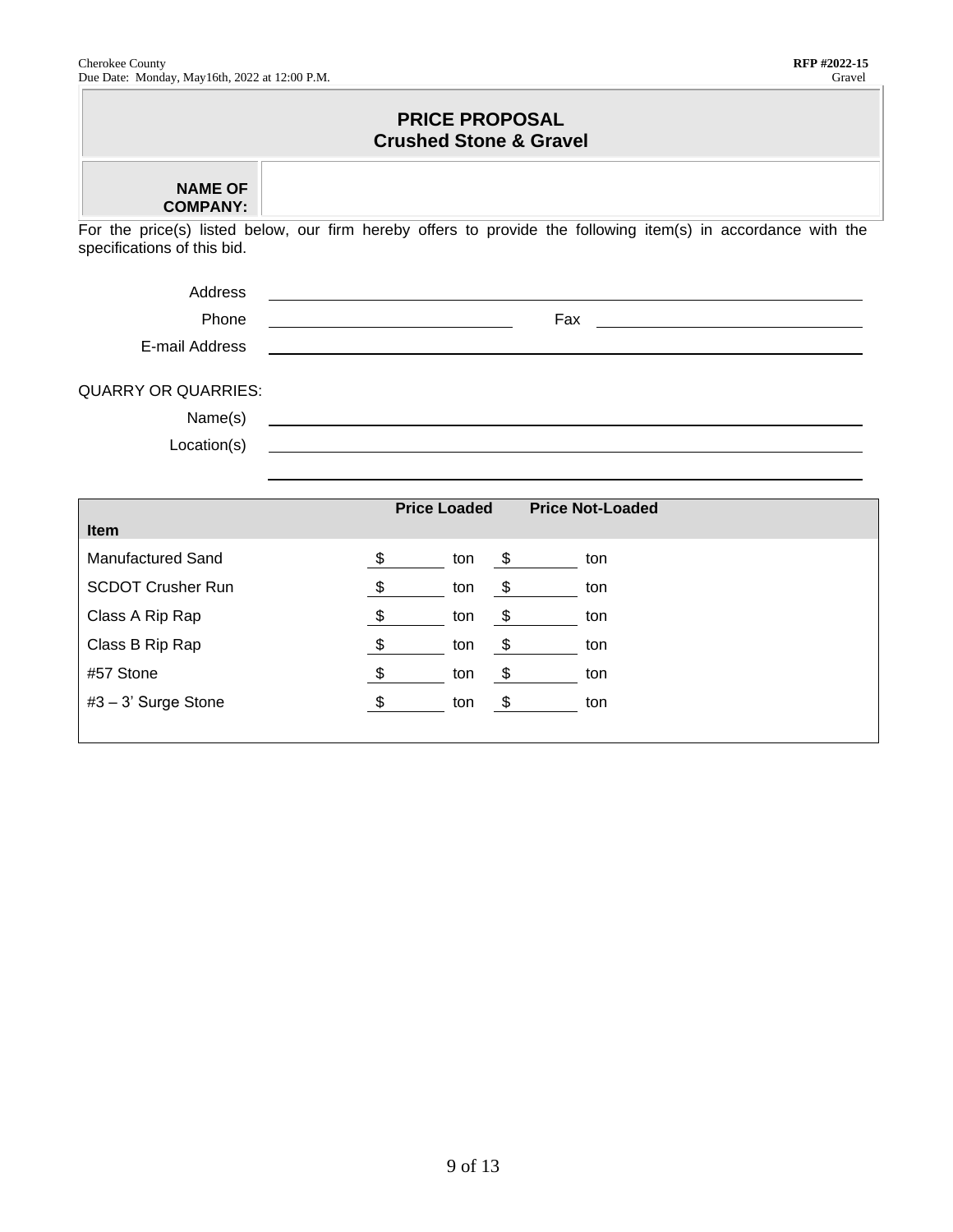## PRICE PROPOSAL
## Crushed Stone & Gravel

| **NAME OF COMPANY:** | |
|---|---|

For the price(s) listed below, our firm hereby offers to provide the following item(s) in accordance with the specifications of this bid.

Address \_\_\_\_\_\_\_\_\_\_\_\_\_\_\_\_\_\_\_\_\_\_\_\_\_\_\_\_\_\_\_\_\_\_\_\_\_\_\_\_\_\_\_\_

Phone \_\_\_\_\_\_\_\_\_\_\_\_\_\_\_\_\_\_\_\_ Fax \_\_\_\_\_\_\_\_\_\_\_\_\_\_\_\_\_\_\_\_

E-mail Address \_\_\_\_\_\_\_\_\_\_\_\_\_\_\_\_\_\_\_\_\_\_\_\_\_\_\_\_\_\_\_\_\_\_\_\_\_\_\_\_\_\_\_\_

QUARRY OR QUARRIES:

Name(s) \_\_\_\_\_\_\_\_\_\_\_\_\_\_\_\_\_\_\_\_\_\_\_\_\_\_\_\_\_\_\_\_\_\_\_\_\_\_\_\_\_\_\_\_

Location(s) \_\_\_\_\_\_\_\_\_\_\_\_\_\_\_\_\_\_\_\_\_\_\_\_\_\_\_\_\_\_\_\_\_\_\_\_\_\_\_\_\_\_\_\_

\_\_\_\_\_\_\_\_\_\_\_\_\_\_\_\_\_\_\_\_\_\_\_\_\_\_\_\_\_\_\_\_\_\_\_\_\_\_\_\_\_\_\_\_

| **Item** | **Price Loaded** | **Price Not-Loaded** |
|---|---|---|
| Manufactured Sand | $ \_\_\_\_\_\_ ton | $ \_\_\_\_\_\_ ton |
| SCDOT Crusher Run | $ \_\_\_\_\_\_ ton | $ \_\_\_\_\_\_ ton |
| Class A Rip Rap | $ \_\_\_\_\_\_ ton | $ \_\_\_\_\_\_ ton |
| Class B Rip Rap | $ \_\_\_\_\_\_ ton | $ \_\_\_\_\_\_ ton |
| #57 Stone | $ \_\_\_\_\_\_ ton | $ \_\_\_\_\_\_ ton |
| #3 – 3' Surge Stone | $ \_\_\_\_\_\_ ton | $ \_\_\_\_\_\_ ton |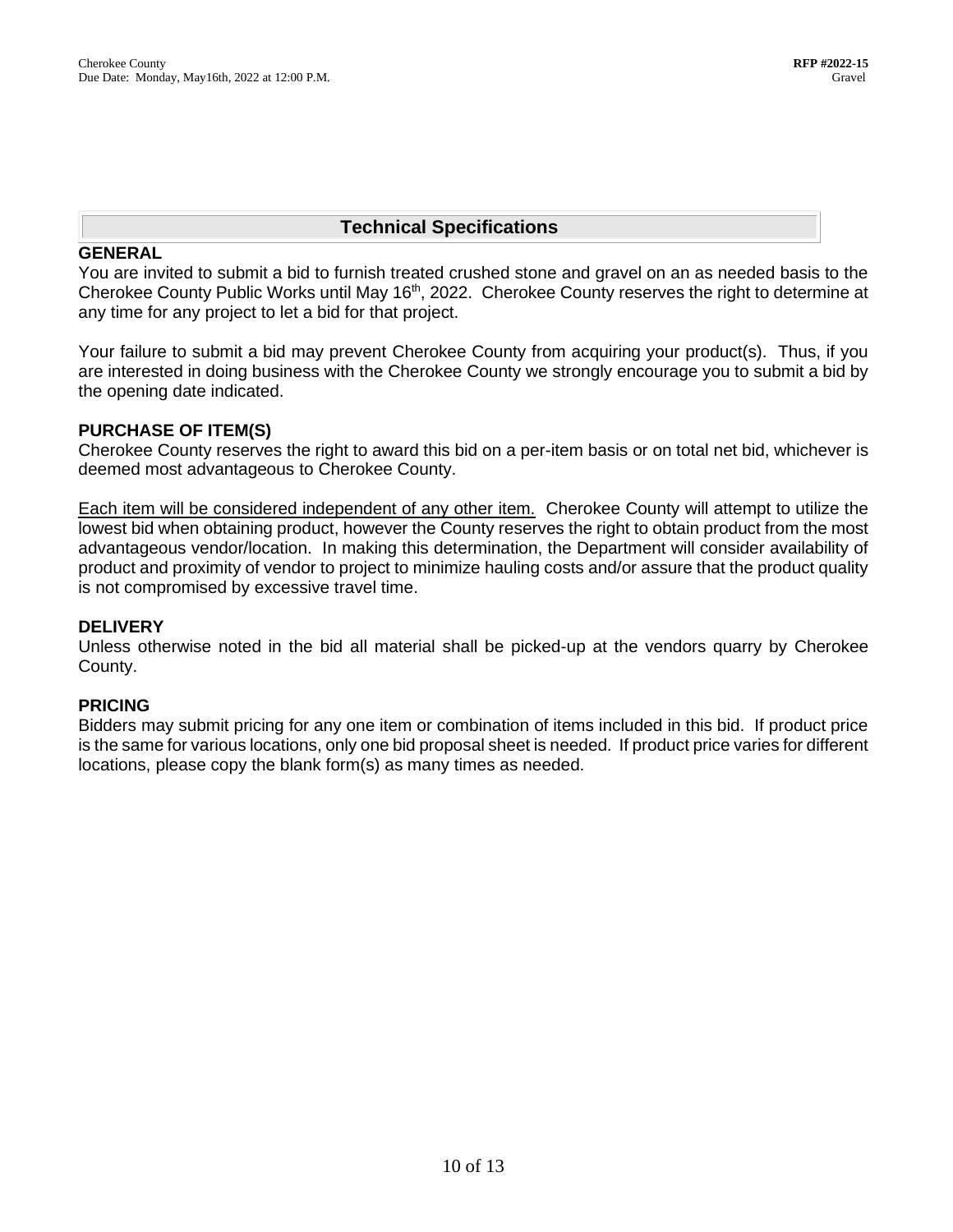## Technical Specifications

### GENERAL

You are invited to submit a bid to furnish treated crushed stone and gravel on an as needed basis to the Cherokee County Public Works until May 16th, 2022. Cherokee County reserves the right to determine at any time for any project to let a bid for that project.

Your failure to submit a bid may prevent Cherokee County from acquiring your product(s). Thus, if you are interested in doing business with the Cherokee County we strongly encourage you to submit a bid by the opening date indicated.

### PURCHASE OF ITEM(S)

Cherokee County reserves the right to award this bid on a per-item basis or on total net bid, whichever is deemed most advantageous to Cherokee County.

<u>Each item will be considered independent of any other item.</u> Cherokee County will attempt to utilize the lowest bid when obtaining product, however the County reserves the right to obtain product from the most advantageous vendor/location. In making this determination, the Department will consider availability of product and proximity of vendor to project to minimize hauling costs and/or assure that the product quality is not compromised by excessive travel time.

### DELIVERY

Unless otherwise noted in the bid all material shall be picked-up at the vendors quarry by Cherokee County.

### PRICING

Bidders may submit pricing for any one item or combination of items included in this bid. If product price is the same for various locations, only one bid proposal sheet is needed. If product price varies for different locations, please copy the blank form(s) as many times as needed.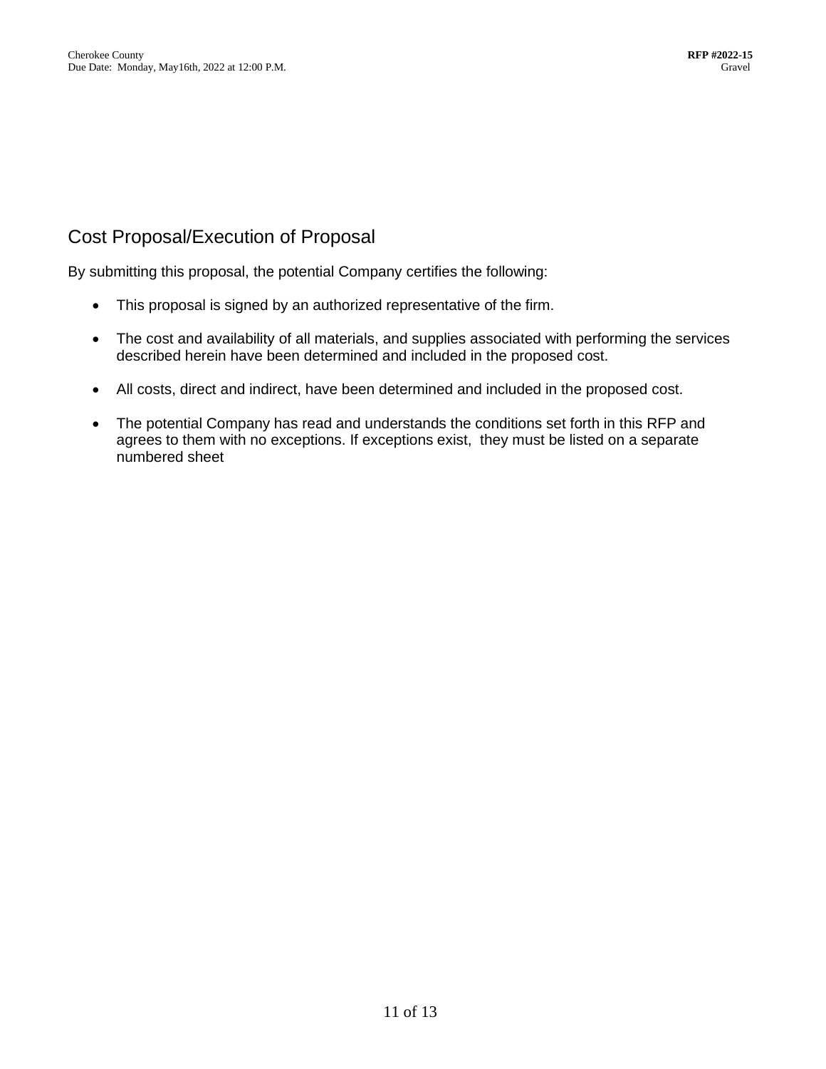## Cost Proposal/Execution of Proposal

By submitting this proposal, the potential Company certifies the following:

- This proposal is signed by an authorized representative of the firm.
- The cost and availability of all materials, and supplies associated with performing the services described herein have been determined and included in the proposed cost.
- All costs, direct and indirect, have been determined and included in the proposed cost.
- The potential Company has read and understands the conditions set forth in this RFP and agrees to them with no exceptions. If exceptions exist, they must be listed on a separate numbered sheet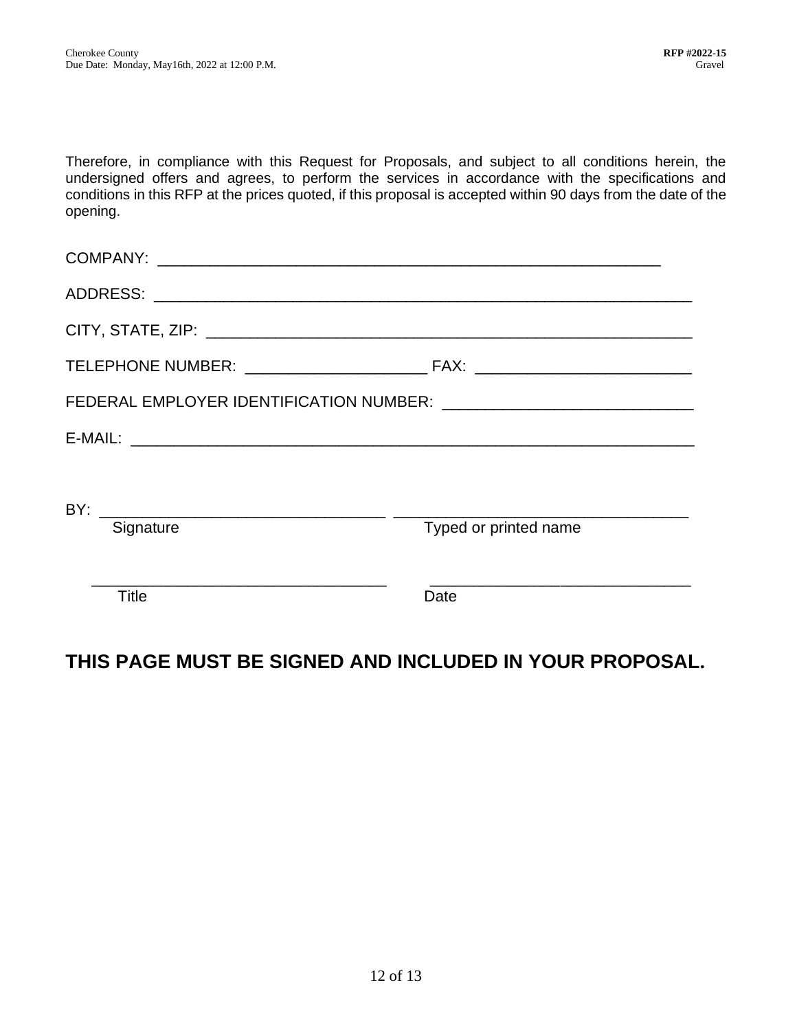Therefore, in compliance with this Request for Proposals, and subject to all conditions herein, the undersigned offers and agrees, to perform the services in accordance with the specifications and conditions in this RFP at the prices quoted, if this proposal is accepted within 90 days from the date of the opening.

COMPANY: ___________________________________________________________

ADDRESS: _______________________________________________________________

CITY, STATE, ZIP: __________________________________________________________

TELEPHONE NUMBER: _____________________ FAX: _________________________

FEDERAL EMPLOYER IDENTIFICATION NUMBER: _____________________________

E-MAIL: ________________________________________________________________

BY: _________________________________ _________________________________

Signature Typed or printed name

_________________________________ _____________________________

Title Date

**THIS PAGE MUST BE SIGNED AND INCLUDED IN YOUR PROPOSAL.**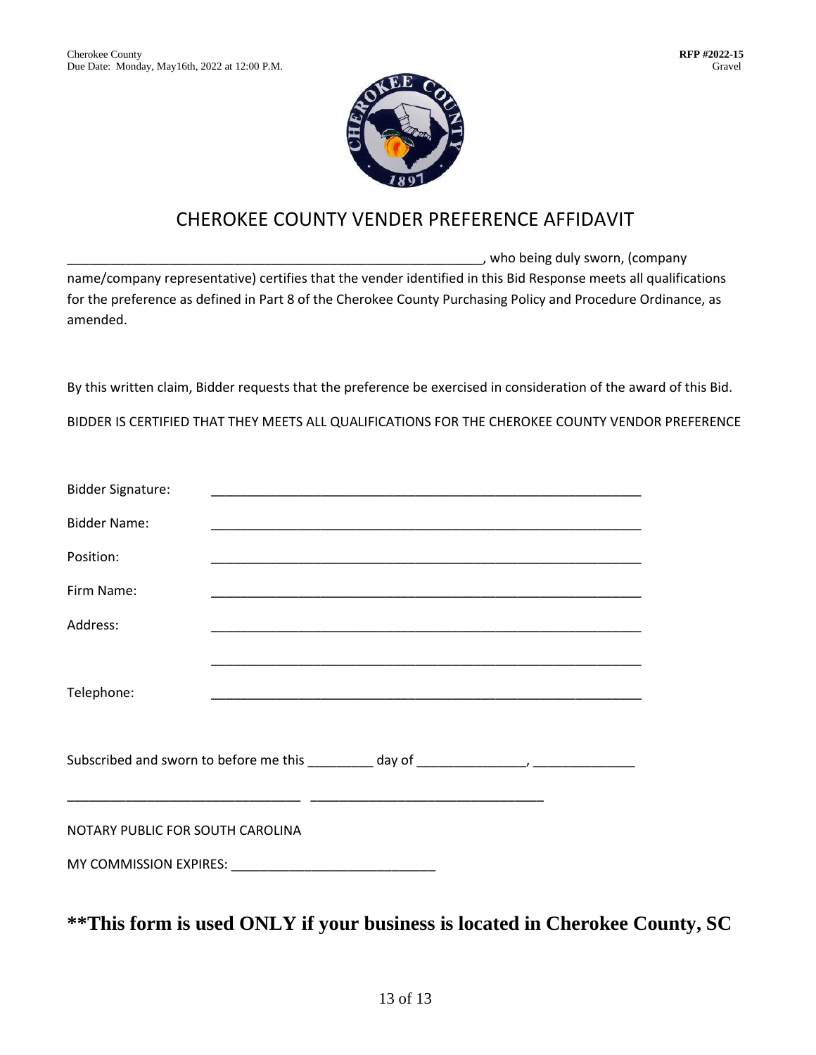# CHEROKEE COUNTY VENDER PREFERENCE AFFIDAVIT

___________________________________________________________, who being duly sworn, (company name/company representative) certifies that the vender identified in this Bid Response meets all qualifications for the preference as defined in Part 8 of the Cherokee County Purchasing Policy and Procedure Ordinance, as amended.

By this written claim, Bidder requests that the preference be exercised in consideration of the award of this Bid.

BIDDER IS CERTIFIED THAT THEY MEETS ALL QUALIFICATIONS FOR THE CHEROKEE COUNTY VENDOR PREFERENCE

Bidder Signature: _____________________________________________________________

Bidder Name: _____________________________________________________________

Position: _____________________________________________________________

Firm Name: _____________________________________________________________

Address: _____________________________________________________________

_____________________________________________________________

Telephone: _____________________________________________________________

Subscribed and sworn to before me this _________ day of _______________, ______________

________________________________ ________________________________

NOTARY PUBLIC FOR SOUTH CAROLINA

MY COMMISSION EXPIRES: ____________________________

**\*\*This form is used ONLY if your business is located in Cherokee County, SC**